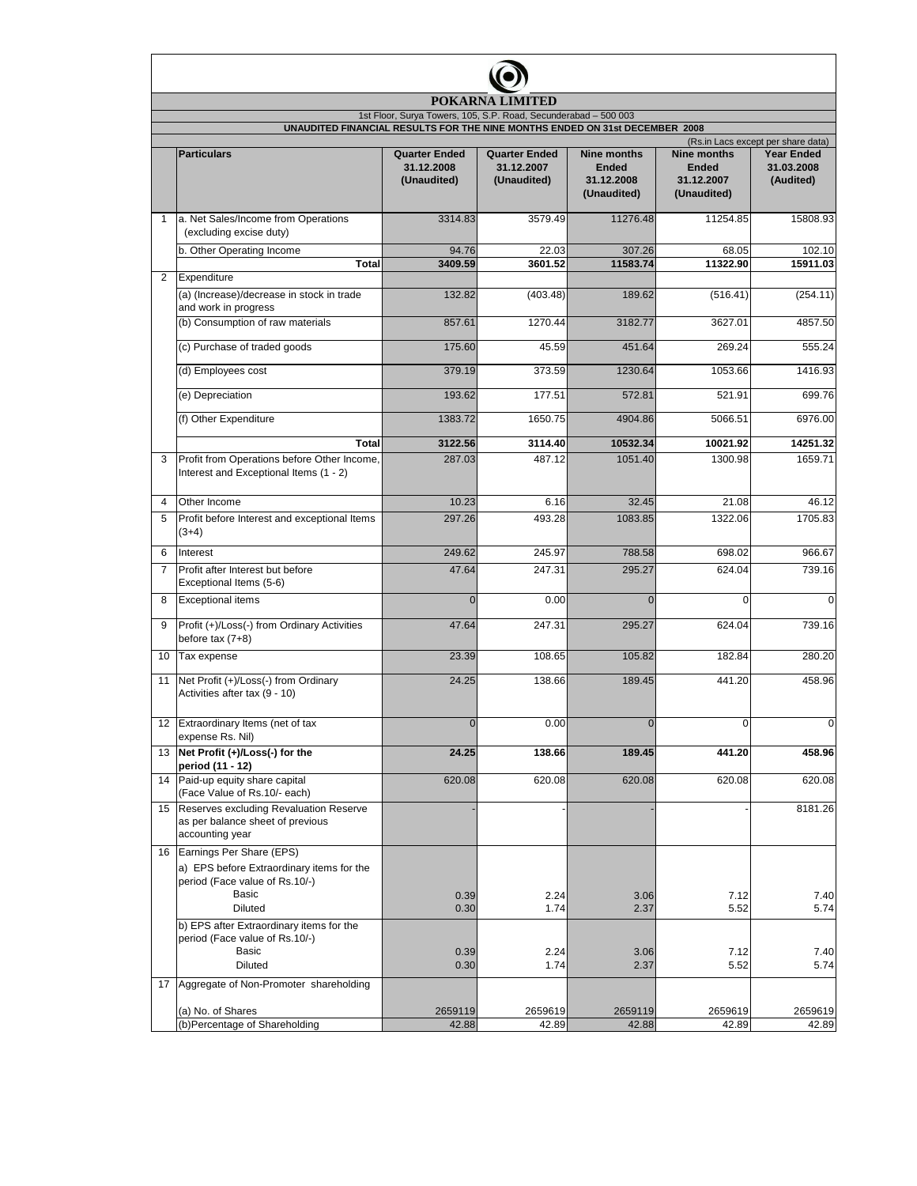# POKARNA LIMITED

1st Floor, Surya Towers, 105, S.P. Road, Secunderabad – 500 003

**UNAUDITED FINANCIAL RESULTS FOR THE NINE MONTHS ENDED ON 31st DECEMBER 2008**

(Rs.in Lacs except per share data)

| | Particulars | Quarter Ended 31.12.2008 (Unaudited) | Quarter Ended 31.12.2007 (Unaudited) | Nine months Ended 31.12.2008 (Unaudited) | Nine months Ended 31.12.2007 (Unaudited) | Year Ended 31.03.2008 (Audited) |
|---|---|---|---|---|---|---|
| 1 | a. Net Sales/Income from Operations (excluding excise duty) | 3314.83 | 3579.49 | 11276.48 | 11254.85 | 15808.93 |
| | b. Other Operating Income | 94.76 | 22.03 | 307.26 | 68.05 | 102.10 |
| | **Total** | **3409.59** | **3601.52** | **11583.74** | **11322.90** | **15911.03** |
| 2 | Expenditure | | | | | |
| | (a) (Increase)/decrease in stock in trade and work in progress | 132.82 | (403.48) | 189.62 | (516.41) | (254.11) |
| | (b) Consumption of raw materials | 857.61 | 1270.44 | 3182.77 | 3627.01 | 4857.50 |
| | (c) Purchase of traded goods | 175.60 | 45.59 | 451.64 | 269.24 | 555.24 |
| | (d) Employees cost | 379.19 | 373.59 | 1230.64 | 1053.66 | 1416.93 |
| | (e) Depreciation | 193.62 | 177.51 | 572.81 | 521.91 | 699.76 |
| | (f) Other Expenditure | 1383.72 | 1650.75 | 4904.86 | 5066.51 | 6976.00 |
| | **Total** | **3122.56** | **3114.40** | **10532.34** | **10021.92** | **14251.32** |
| 3 | Profit from Operations before Other Income, Interest and Exceptional Items (1 - 2) | 287.03 | 487.12 | 1051.40 | 1300.98 | 1659.71 |
| 4 | Other Income | 10.23 | 6.16 | 32.45 | 21.08 | 46.12 |
| 5 | Profit before Interest and exceptional Items (3+4) | 297.26 | 493.28 | 1083.85 | 1322.06 | 1705.83 |
| 6 | Interest | 249.62 | 245.97 | 788.58 | 698.02 | 966.67 |
| 7 | Profit after Interest but before Exceptional Items (5-6) | 47.64 | 247.31 | 295.27 | 624.04 | 739.16 |
| 8 | Exceptional items | 0 | 0.00 | 0 | 0 | 0 |
| 9 | Profit (+)/Loss(-) from Ordinary Activities before tax (7+8) | 47.64 | 247.31 | 295.27 | 624.04 | 739.16 |
| 10 | Tax expense | 23.39 | 108.65 | 105.82 | 182.84 | 280.20 |
| 11 | Net Profit (+)/Loss(-) from Ordinary Activities after tax (9 - 10) | 24.25 | 138.66 | 189.45 | 441.20 | 458.96 |
| 12 | Extraordinary Items (net of tax expense Rs. Nil) | 0 | 0.00 | 0 | 0 | 0 |
| 13 | **Net Profit (+)/Loss(-) for the period (11 - 12)** | **24.25** | **138.66** | **189.45** | **441.20** | **458.96** |
| 14 | Paid-up equity share capital (Face Value of Rs.10/- each) | 620.08 | 620.08 | 620.08 | 620.08 | 620.08 |
| 15 | Reserves excluding Revaluation Reserve as per balance sheet of previous accounting year | - | - | - | - | 8181.26 |
| 16 | Earnings Per Share (EPS) | | | | | |
| | a) EPS before Extraordinary items for the period (Face value of Rs.10/-) | | | | | |
| | Basic | 0.39 | 2.24 | 3.06 | 7.12 | 7.40 |
| | Diluted | 0.30 | 1.74 | 2.37 | 5.52 | 5.74 |
| | b) EPS after Extraordinary items for the period (Face value of Rs.10/-) | | | | | |
| | Basic | 0.39 | 2.24 | 3.06 | 7.12 | 7.40 |
| | Diluted | 0.30 | 1.74 | 2.37 | 5.52 | 5.74 |
| 17 | Aggregate of Non-Promoter shareholding | | | | | |
| | (a) No. of Shares | 2659119 | 2659619 | 2659119 | 2659619 | 2659619 |
| | (b)Percentage of Shareholding | 42.88 | 42.89 | 42.88 | 42.89 | 42.89 |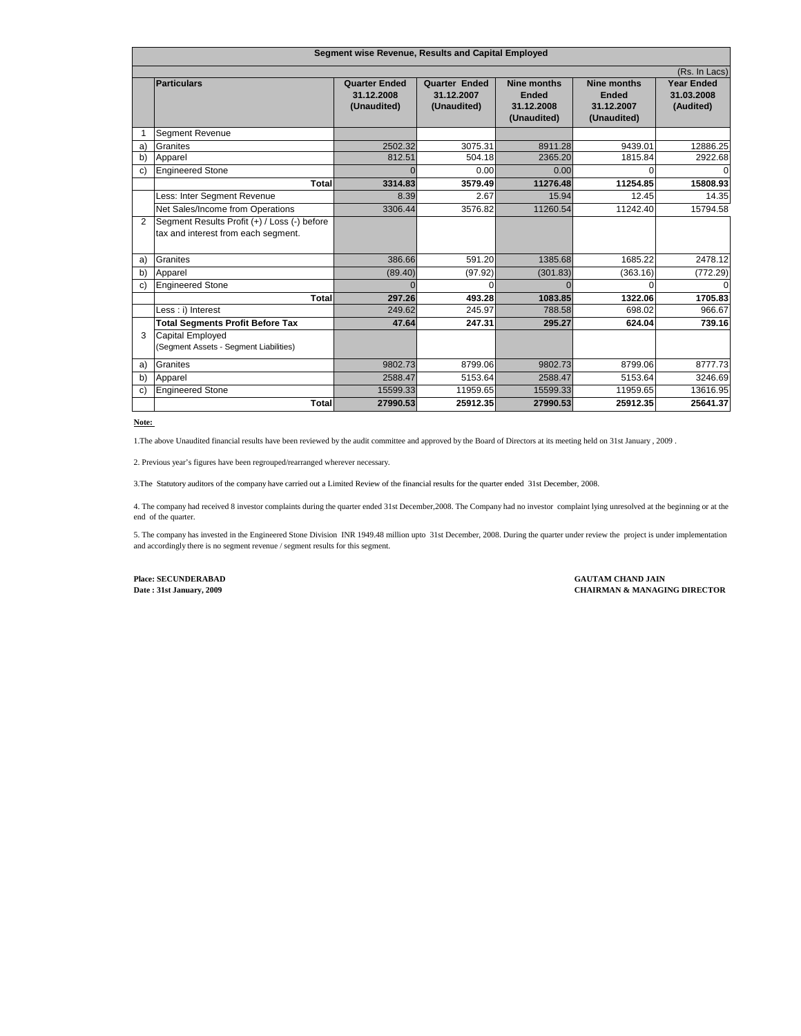## Segment wise Revenue, Results and Capital Employed

(Rs. In Lacs)

| | Particulars | Quarter Ended 31.12.2008 (Unaudited) | Quarter Ended 31.12.2007 (Unaudited) | Nine months Ended 31.12.2008 (Unaudited) | Nine months Ended 31.12.2007 (Unaudited) | Year Ended 31.03.2008 (Audited) |
|---|---|---|---|---|---|---|
| 1 | Segment Revenue | | | | | |
| a) | Granites | 2502.32 | 3075.31 | 8911.28 | 9439.01 | 12886.25 |
| b) | Apparel | 812.51 | 504.18 | 2365.20 | 1815.84 | 2922.68 |
| c) | Engineered Stone | 0 | 0.00 | 0.00 | 0 | 0 |
| | **Total** | **3314.83** | **3579.49** | **11276.48** | **11254.85** | **15808.93** |
| | Less: Inter Segment Revenue | 8.39 | 2.67 | 15.94 | 12.45 | 14.35 |
| | Net Sales/Income from Operations | 3306.44 | 3576.82 | 11260.54 | 11242.40 | 15794.58 |
| 2 | Segment Results Profit (+) / Loss (-) before tax and interest from each segment. | | | | | |
| a) | Granites | 386.66 | 591.20 | 1385.68 | 1685.22 | 2478.12 |
| b) | Apparel | (89.40) | (97.92) | (301.83) | (363.16) | (772.29) |
| c) | Engineered Stone | 0 | 0 | 0 | 0 | 0 |
| | **Total** | **297.26** | **493.28** | **1083.85** | **1322.06** | **1705.83** |
| | Less : i) Interest | 249.62 | 245.97 | 788.58 | 698.02 | 966.67 |
| | **Total Segments Profit Before Tax** | **47.64** | **247.31** | **295.27** | **624.04** | **739.16** |
| 3 | Capital Employed (Segment Assets - Segment Liabilities) | | | | | |
| a) | Granites | 9802.73 | 8799.06 | 9802.73 | 8799.06 | 8777.73 |
| b) | Apparel | 2588.47 | 5153.64 | 2588.47 | 5153.64 | 3246.69 |
| c) | Engineered Stone | 15599.33 | 11959.65 | 15599.33 | 11959.65 | 13616.95 |
| | **Total** | **27990.53** | **25912.35** | **27990.53** | **25912.35** | **25641.37** |

**Note:**

1.The above Unaudited financial results have been reviewed by the audit committee and approved by the Board of Directors at its meeting held on 31st January , 2009 .

2. Previous year's figures have been regrouped/rearranged wherever necessary.

3.The Statutory auditors of the company have carried out a Limited Review of the financial results for the quarter ended 31st December, 2008.

4. The company had received 8 investor complaints during the quarter ended 31st December,2008. The Company had no investor complaint lying unresolved at the beginning or at the end of the quarter.

5. The company has invested in the Engineered Stone Division INR 1949.48 million upto 31st December, 2008. During the quarter under review the project is under implementation and accordingly there is no segment revenue / segment results for this segment.

**Place: SECUNDERABAD**
**Date : 31st January, 2009**

**GAUTAM CHAND JAIN**
**CHAIRMAN & MANAGING DIRECTOR**